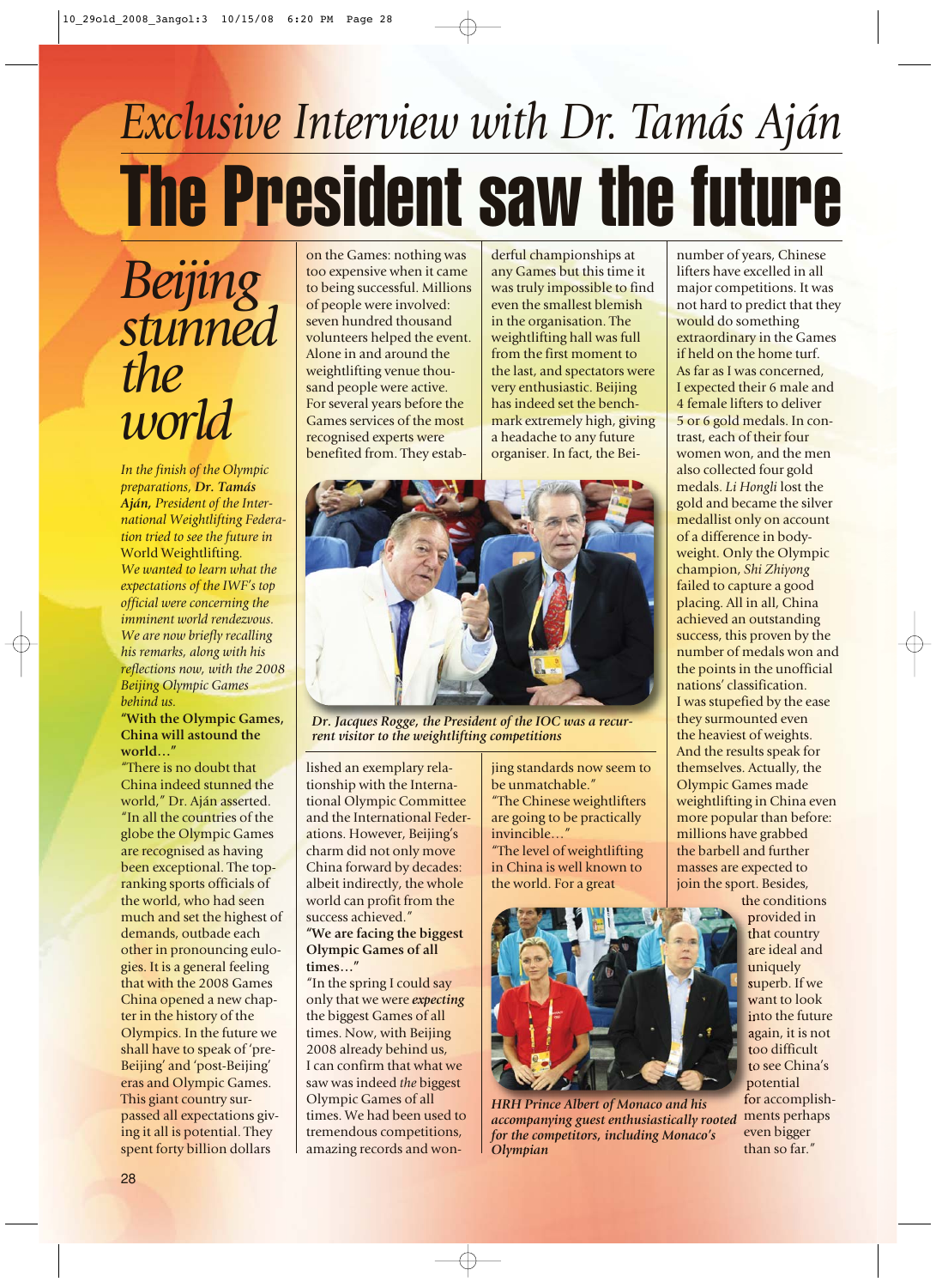*Exclusive Interview with Dr. Tamás Aján*

# The President saw the future

## *Beijing stunned the world*

*In the finish of the Olympic preparations,* ***Dr. Tamás Aján,*** *President of the International Weightlifting Federation tried to see the future in* World Weightlifting. *We wanted to learn what the expectations of the IWF's top official were concerning the imminent world rendezvous. We are now briefly recalling his remarks, along with his reflections now, with the 2008 Beijing Olympic Games behind us.*

**"With the Olympic Games, China will astound the world…"**

"There is no doubt that China indeed stunned the world," Dr. Aján asserted. "In all the countries of the globe the Olympic Games are recognised as having been exceptional. The top-ranking sports officials of the world, who had seen much and set the highest of demands, outbade each other in pronouncing eulogies. It is a general feeling that with the 2008 Games China opened a new chapter in the history of the Olympics. In the future we shall have to speak of 'pre-Beijing' and 'post-Beijing' eras and Olympic Games. This giant country surpassed all expectations giving it all is potential. They spent forty billion dollars on the Games: nothing was too expensive when it came to being successful. Millions of people were involved: seven hundred thousand volunteers helped the event. Alone in and around the weightlifting venue thousand people were active. For several years before the Games services of the most recognised experts were benefited from. They established an exemplary relationship with the International Olympic Committee and the International Federations. However, Beijing's charm did not only move China forward by decades: albeit indirectly, the whole world can profit from the success achieved."

*Dr. Jacques Rogge, the President of the IOC was a recurrent visitor to the weightlifting competitions*

**"We are facing the biggest Olympic Games of all times…"**

"In the spring I could say only that we were ***expecting*** the biggest Games of all times. Now, with Beijing 2008 already behind us, I can confirm that what we saw was indeed *the* biggest Olympic Games of all times. We had been used to tremendous competitions, amazing records and wonderful championships at any Games but this time it was truly impossible to find even the smallest blemish in the organisation. The weightlifting hall was full from the first moment to the last, and spectators were very enthusiastic. Beijing has indeed set the benchmark extremely high, giving a headache to any future organiser. In fact, the Beijing standards now seem to be unmatchable."

"The Chinese weightlifters are going to be practically invincible…"

"The level of weightlifting in China is well known to the world. For a great number of years, Chinese lifters have excelled in all major competitions. It was not hard to predict that they would do something extraordinary in the Games if held on the home turf. As far as I was concerned, I expected their 6 male and 4 female lifters to deliver 5 or 6 gold medals. In contrast, each of their four women won, and the men also collected four gold medals. *Li Hongli* lost the gold and became the silver medallist only on account of a difference in bodyweight. Only the Olympic champion, *Shi Zhiyong* failed to capture a good placing. All in all, China achieved an outstanding success, this proven by the number of medals won and the points in the unofficial nations' classification. I was stupefied by the ease they surmounted even the heaviest of weights. And the results speak for themselves. Actually, the Olympic Games made weightlifting in China even more popular than before: millions have grabbed the barbell and further masses are expected to join the sport. Besides, the conditions provided in that country are ideal and uniquely superb. If we want to look into the future again, it is not too difficult to see China's potential for accomplishments perhaps even bigger than so far."

*HRH Prince Albert of Monaco and his accompanying guest enthusiastically rooted for the competitors, including Monaco's Olympian*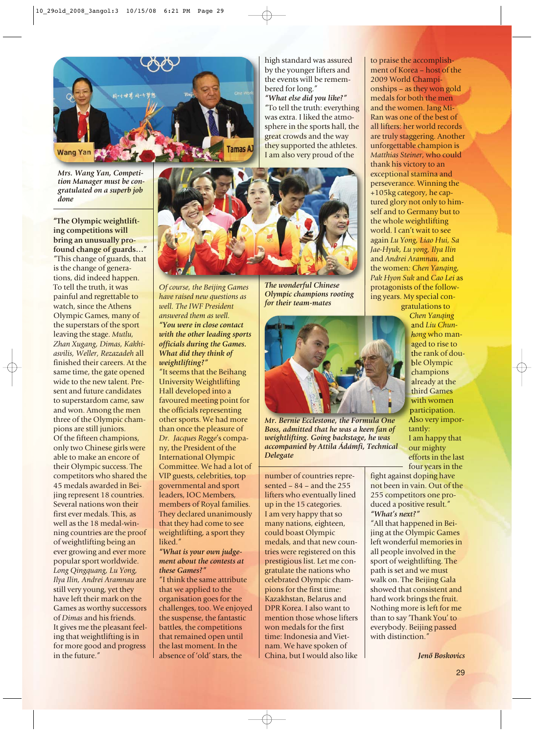*Mrs. Wang Yan, Competition Manager must be congratulated on a superb job done*

**"The Olympic weightlifting competitions will bring an unusually profound change of guards…"**

"This change of guards, that is the change of generations, did indeed happen. To tell the truth, it was painful and regrettable to watch, since the Athens Olympic Games, many of the superstars of the sport leaving the stage. *Mutlu, Zhan Xugang, Dimas, Kakhiasvilis, Weller, Rezazadeh* all finished their careers. At the same time, the gate opened wide to the new talent. Present and future candidates to superstardom came, saw and won. Among the men three of the Olympic champions are still juniors. Of the fifteen champions, only two Chinese girls were able to make an encore of their Olympic success. The competitors who shared the 45 medals awarded in Beijing represent 18 countries. Several nations won their first ever medals. This, as well as the 18 medal-winning countries are the proof of weightlifting being an ever growing and ever more popular sport worldwide. *Long Qingquang, Lu Yong, Ilya Ilin, Andrei Aramnau* are still very young, yet they have left their mark on the Games as worthy successors of *Dimas* and his friends. It gives me the pleasant feeling that weightlifting is in for more good and progress in the future."

*Of course, the Beijing Games have raised new questions as well. The IWF President answered them as well.*

***"You were in close contact with the other leading sports officials during the Games. What did they think of weightlifting?"***

"It seems that the Beihang University Weightlifting Hall developed into a favoured meeting point for the officials representing other sports. We had more than once the pleasure of *Dr. Jacques Rogge*'s company, the President of the International Olympic Committee. We had a lot of VIP guests, celebrities, top governmental and sport leaders, IOC Members, members of Royal families. They declared unanimously that they had come to see weightlifting, a sport they liked."

***"What is your own judgement about the contests at these Games?"***

"I think the same attribute that we applied to the organisation goes for the challenges, too. We enjoyed the suspense, the fantastic battles, the competitions that remained open until the last moment. In the absence of 'old' stars, the high standard was assured by the younger lifters and the events will be remembered for long."

***"What else did you like?"***

"To tell the truth: everything was extra. I liked the atmosphere in the sports hall, the great crowds and the way they supported the athletes. I am also very proud of the number of countries represented – 84 – and the 255 lifters who eventually lined up in the 15 categories. I am very happy that so many nations, eighteen, could boast Olympic medals, and that new countries were registered on this prestigious list. Let me congratulate the nations who celebrated Olympic champions for the first time: Kazakhstan, Belarus and DPR Korea. I also want to mention those whose lifters won medals for the first time: Indonesia and Vietnam. We have spoken of China, but I would also like to praise the accomplishment of Korea – host of the 2009 World Championships – as they won gold medals for both the men and the women. Jang Mi-Ran was one of the best of all lifters: her world records are truly staggering. Another unforgettable champion is *Matthias Steiner*, who could thank his victory to an exceptional stamina and perseverance. Winning the +105kg category, he captured glory not only to himself and to Germany but to the whole weightlifting world. I can't wait to see again *Lu Yong, Liao Hui, Sa Jae-Hyuk, Lu yong, Ilya Ilin* and *Andrei Aramnau*, and the women*: Chen Yanqing, Pak Hyon Suk* and *Cao Lei* as protagonists of the following years. My special congratulations to *Chen Yanqing* and *Liu Chunhong* who managed to rise to the rank of double Olympic champions already at the third Games with women participation. Also very importantly, I am happy that our mighty efforts in the last four years in the fight against doping have not been in vain. Out of the 255 competitors one produced a positive result."

***"What's next?"***

"All that happened in Beijing at the Olympic Games left wonderful memories in all people involved in the sport of weightlifting. The path is set and we must walk on. The Beijing Gala showed that consistent and hard work brings the fruit. Nothing more is left for me than to say 'Thank You' to everybody. Beijing passed with distinction."

***Jenő Boskovics***

*The wonderful Chinese Olympic champions rooting for their team-mates*

*Mr. Bernie Ecclestone, the Formula One Boss, admitted that he was a keen fan of weightlifting. Going backstage, he was accompanied by Attila Ádámfi, Technical Delegate*